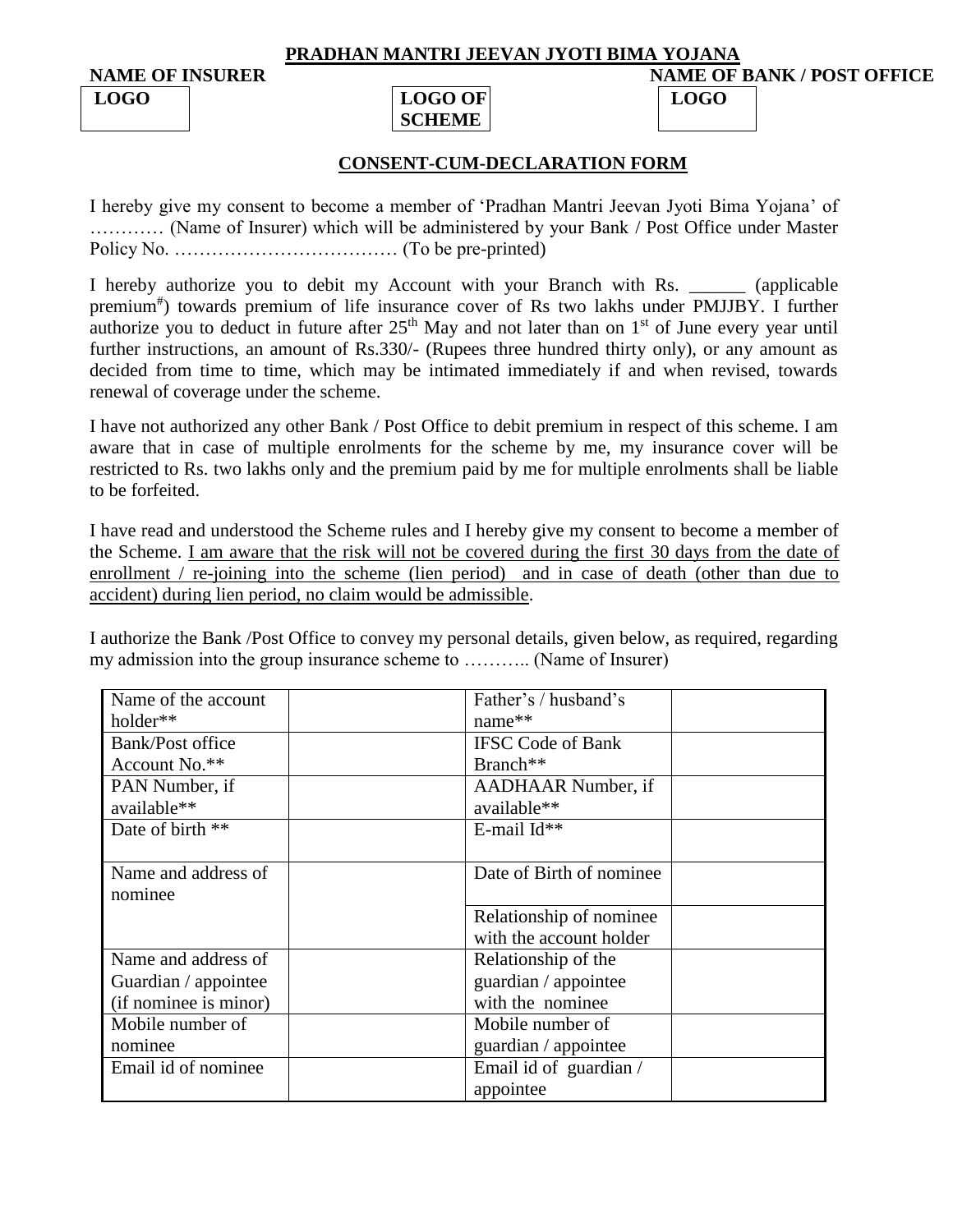**PRADHAN MANTRI JEEVAN JYOTI BIMA YOJANA**

| NAME OF INSURER | | NAME OF BANK / POST OFFICE |
|---|---|---|
| LOGO | LOGO OF SCHEME | LOGO |

## CONSENT-CUM-DECLARATION FORM

I hereby give my consent to become a member of 'Pradhan Mantri Jeevan Jyoti Bima Yojana' of ………… (Name of Insurer) which will be administered by your Bank / Post Office under Master Policy No. ……………………………… (To be pre-printed)

I hereby authorize you to debit my Account with your Branch with Rs. ______ (applicable premium#) towards premium of life insurance cover of Rs two lakhs under PMJJBY. I further authorize you to deduct in future after 25th May and not later than on 1st of June every year until further instructions, an amount of Rs.330/- (Rupees three hundred thirty only), or any amount as decided from time to time, which may be intimated immediately if and when revised, towards renewal of coverage under the scheme.

I have not authorized any other Bank / Post Office to debit premium in respect of this scheme. I am aware that in case of multiple enrolments for the scheme by me, my insurance cover will be restricted to Rs. two lakhs only and the premium paid by me for multiple enrolments shall be liable to be forfeited.

I have read and understood the Scheme rules and I hereby give my consent to become a member of the Scheme. I am aware that the risk will not be covered during the first 30 days from the date of enrollment / re-joining into the scheme (lien period) and in case of death (other than due to accident) during lien period, no claim would be admissible.

I authorize the Bank /Post Office to convey my personal details, given below, as required, regarding my admission into the group insurance scheme to ……….. (Name of Insurer)

| Name of the account holder** | | Father's / husband's name** | |
|---|---|---|---|
| Bank/Post office Account No.** | | IFSC Code of Bank Branch** | |
| PAN Number, if available** | | AADHAAR Number, if available** | |
| Date of birth ** | | E-mail Id** | |
| Name and address of nominee | | Date of Birth of nominee | |
| | | Relationship of nominee with the account holder | |
| Name and address of Guardian / appointee (if nominee is minor) | | Relationship of the guardian / appointee with the nominee | |
| Mobile number of nominee | | Mobile number of guardian / appointee | |
| Email id of nominee | | Email id of guardian / appointee | |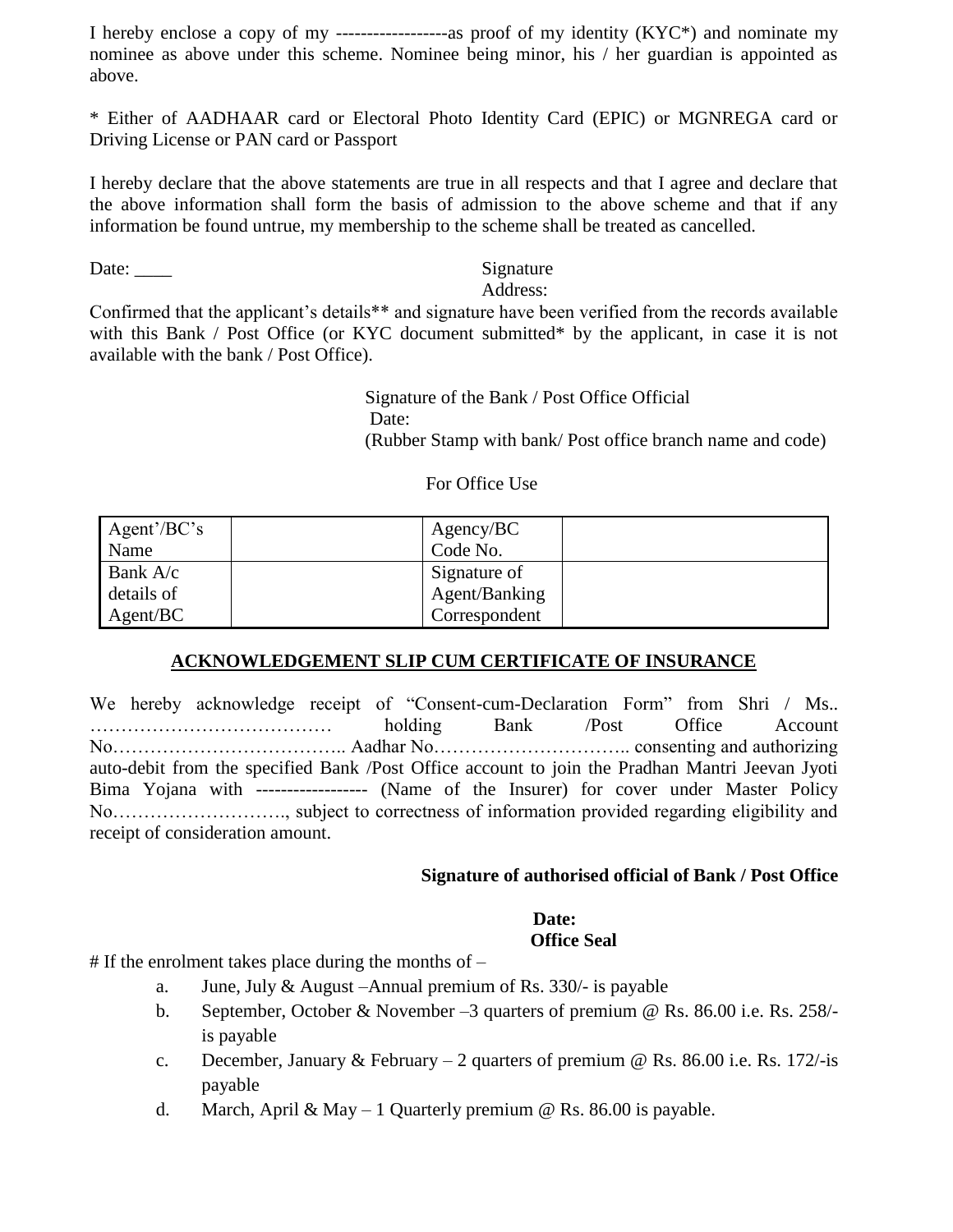I hereby enclose a copy of my ------------------as proof of my identity (KYC*) and nominate my nominee as above under this scheme. Nominee being minor, his / her guardian is appointed as above.

* Either of AADHAAR card or Electoral Photo Identity Card (EPIC) or MGNREGA card or Driving License or PAN card or Passport

I hereby declare that the above statements are true in all respects and that I agree and declare that the above information shall form the basis of admission to the above scheme and that if any information be found untrue, my membership to the scheme shall be treated as cancelled.

Date: ____

Signature

Address:

Confirmed that the applicant's details** and signature have been verified from the records available with this Bank / Post Office (or KYC document submitted* by the applicant, in case it is not available with the bank / Post Office).

Signature of the Bank / Post Office Official

Date:

(Rubber Stamp with bank/ Post office branch name and code)

For Office Use

| | | | |
|---|---|---|---|
| Agent'/BC's Name | | Agency/BC Code No. | |
| Bank A/c details of Agent/BC | | Signature of Agent/Banking Correspondent | |

## ACKNOWLEDGEMENT SLIP CUM CERTIFICATE OF INSURANCE

We hereby acknowledge receipt of "Consent-cum-Declaration Form" from Shri / Ms.. ………………………………… holding Bank /Post Office Account No……………………………….. Aadhar No………………………….. consenting and authorizing auto-debit from the specified Bank /Post Office account to join the Pradhan Mantri Jeevan Jyoti Bima Yojana with ------------------ (Name of the Insurer) for cover under Master Policy No………………………., subject to correctness of information provided regarding eligibility and receipt of consideration amount.

**Signature of authorised official of Bank / Post Office**

**Date:**

**Office Seal**

# If the enrolment takes place during the months of –

a. June, July & August –Annual premium of Rs. 330/- is payable
b. September, October & November –3 quarters of premium @ Rs. 86.00 i.e. Rs. 258/- is payable
c. December, January & February – 2 quarters of premium @ Rs. 86.00 i.e. Rs. 172/-is payable
d. March, April & May – 1 Quarterly premium @ Rs. 86.00 is payable.